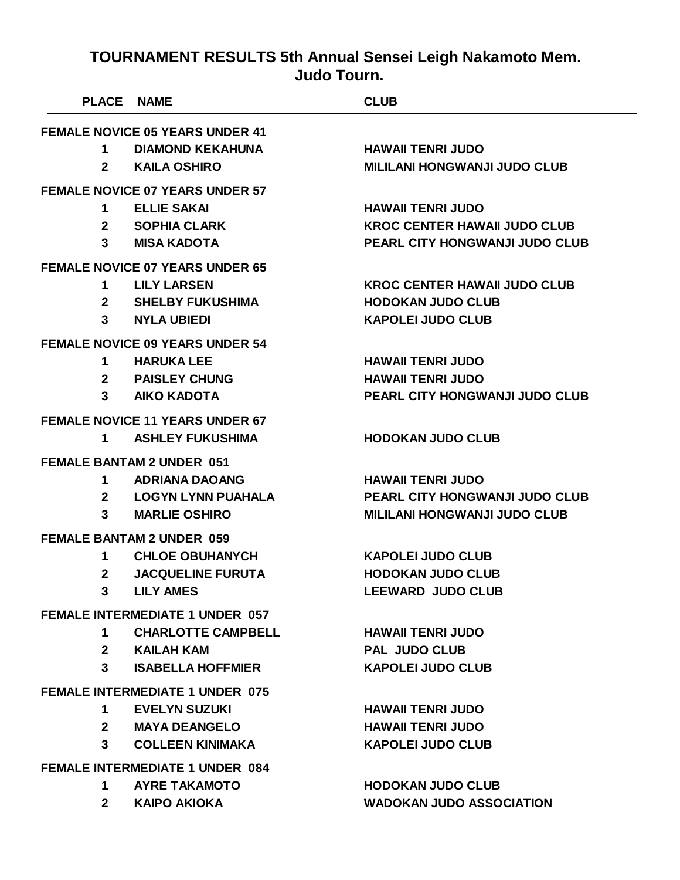# TOURNAMENT RESULTS 5th Annual Sensei Leigh Nakamoto Mem. Judo Tourn.

| PLACE | NAME | CLUB |
|---|---|---|
| **FEMALE NOVICE 05 YEARS UNDER 41** | | |
| 1 | DIAMOND KEKAHUNA | HAWAII TENRI JUDO |
| 2 | KAILA OSHIRO | MILILANI HONGWANJI JUDO CLUB |
| **FEMALE NOVICE 07 YEARS UNDER 57** | | |
| 1 | ELLIE SAKAI | HAWAII TENRI JUDO |
| 2 | SOPHIA CLARK | KROC CENTER HAWAII JUDO CLUB |
| 3 | MISA KADOTA | PEARL CITY HONGWANJI JUDO CLUB |
| **FEMALE NOVICE 07 YEARS UNDER 65** | | |
| 1 | LILY LARSEN | KROC CENTER HAWAII JUDO CLUB |
| 2 | SHELBY FUKUSHIMA | HODOKAN JUDO CLUB |
| 3 | NYLA UBIEDI | KAPOLEI JUDO CLUB |
| **FEMALE NOVICE 09 YEARS UNDER 54** | | |
| 1 | HARUKA LEE | HAWAII TENRI JUDO |
| 2 | PAISLEY CHUNG | HAWAII TENRI JUDO |
| 3 | AIKO KADOTA | PEARL CITY HONGWANJI JUDO CLUB |
| **FEMALE NOVICE 11 YEARS UNDER 67** | | |
| 1 | ASHLEY FUKUSHIMA | HODOKAN JUDO CLUB |
| **FEMALE BANTAM 2 UNDER 051** | | |
| 1 | ADRIANA DAOANG | HAWAII TENRI JUDO |
| 2 | LOGYN LYNN PUAHALA | PEARL CITY HONGWANJI JUDO CLUB |
| 3 | MARLIE OSHIRO | MILILANI HONGWANJI JUDO CLUB |
| **FEMALE BANTAM 2 UNDER 059** | | |
| 1 | CHLOE OBUHANYCH | KAPOLEI JUDO CLUB |
| 2 | JACQUELINE FURUTA | HODOKAN JUDO CLUB |
| 3 | LILY AMES | LEEWARD JUDO CLUB |
| **FEMALE INTERMEDIATE 1 UNDER 057** | | |
| 1 | CHARLOTTE CAMPBELL | HAWAII TENRI JUDO |
| 2 | KAILAH KAM | PAL JUDO CLUB |
| 3 | ISABELLA HOFFMIER | KAPOLEI JUDO CLUB |
| **FEMALE INTERMEDIATE 1 UNDER 075** | | |
| 1 | EVELYN SUZUKI | HAWAII TENRI JUDO |
| 2 | MAYA DEANGELO | HAWAII TENRI JUDO |
| 3 | COLLEEN KINIMAKA | KAPOLEI JUDO CLUB |
| **FEMALE INTERMEDIATE 1 UNDER 084** | | |
| 1 | AYRE TAKAMOTO | HODOKAN JUDO CLUB |
| 2 | KAIPO AKIOKA | WADOKAN JUDO ASSOCIATION |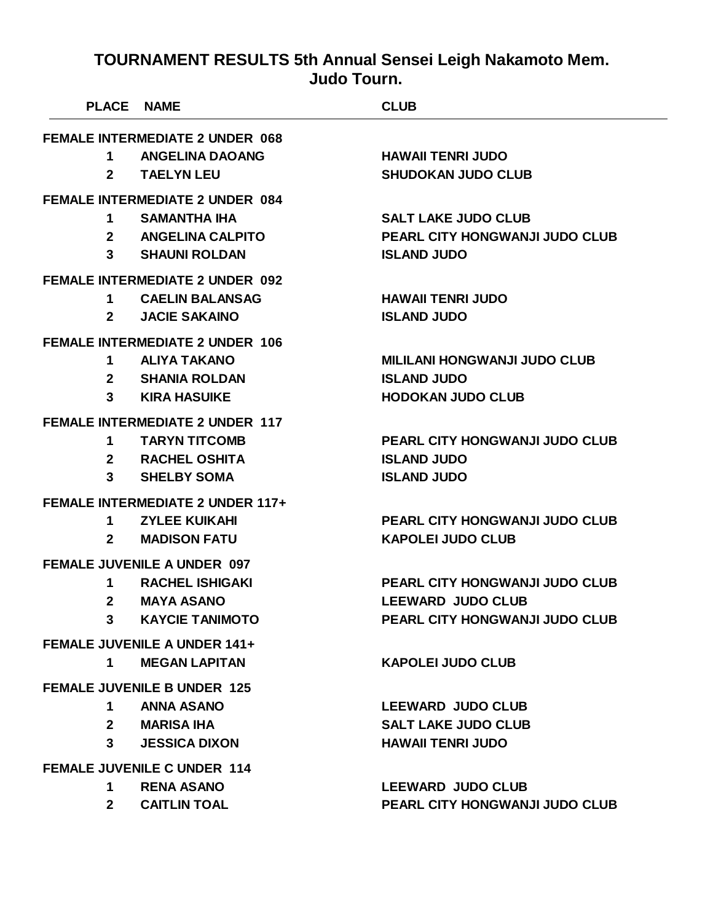# TOURNAMENT RESULTS 5th Annual Sensei Leigh Nakamoto Mem. Judo Tourn.

| PLACE | NAME | CLUB |
|---|---|---|
| **FEMALE INTERMEDIATE 2 UNDER 068** | | |
| 1 | ANGELINA DAOANG | HAWAII TENRI JUDO |
| 2 | TAELYN LEU | SHUDOKAN JUDO CLUB |
| **FEMALE INTERMEDIATE 2 UNDER 084** | | |
| 1 | SAMANTHA IHA | SALT LAKE JUDO CLUB |
| 2 | ANGELINA CALPITO | PEARL CITY HONGWANJI JUDO CLUB |
| 3 | SHAUNI ROLDAN | ISLAND JUDO |
| **FEMALE INTERMEDIATE 2 UNDER 092** | | |
| 1 | CAELIN BALANSAG | HAWAII TENRI JUDO |
| 2 | JACIE SAKAINO | ISLAND JUDO |
| **FEMALE INTERMEDIATE 2 UNDER 106** | | |
| 1 | ALIYA TAKANO | MILILANI HONGWANJI JUDO CLUB |
| 2 | SHANIA ROLDAN | ISLAND JUDO |
| 3 | KIRA HASUIKE | HODOKAN JUDO CLUB |
| **FEMALE INTERMEDIATE 2 UNDER 117** | | |
| 1 | TARYN TITCOMB | PEARL CITY HONGWANJI JUDO CLUB |
| 2 | RACHEL OSHITA | ISLAND JUDO |
| 3 | SHELBY SOMA | ISLAND JUDO |
| **FEMALE INTERMEDIATE 2 UNDER 117+** | | |
| 1 | ZYLEE KUIKAHI | PEARL CITY HONGWANJI JUDO CLUB |
| 2 | MADISON FATU | KAPOLEI JUDO CLUB |
| **FEMALE JUVENILE A UNDER 097** | | |
| 1 | RACHEL ISHIGAKI | PEARL CITY HONGWANJI JUDO CLUB |
| 2 | MAYA ASANO | LEEWARD JUDO CLUB |
| 3 | KAYCIE TANIMOTO | PEARL CITY HONGWANJI JUDO CLUB |
| **FEMALE JUVENILE A UNDER 141+** | | |
| 1 | MEGAN LAPITAN | KAPOLEI JUDO CLUB |
| **FEMALE JUVENILE B UNDER 125** | | |
| 1 | ANNA ASANO | LEEWARD JUDO CLUB |
| 2 | MARISA IHA | SALT LAKE JUDO CLUB |
| 3 | JESSICA DIXON | HAWAII TENRI JUDO |
| **FEMALE JUVENILE C UNDER 114** | | |
| 1 | RENA ASANO | LEEWARD JUDO CLUB |
| 2 | CAITLIN TOAL | PEARL CITY HONGWANJI JUDO CLUB |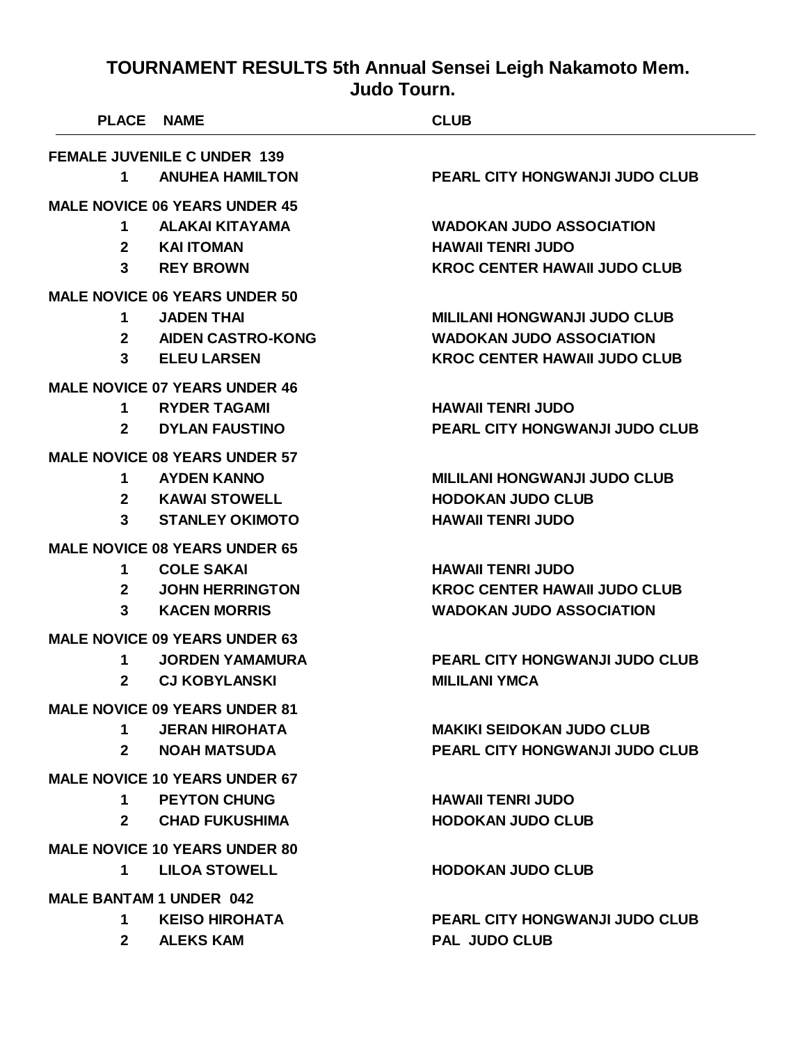# TOURNAMENT RESULTS 5th Annual Sensei Leigh Nakamoto Mem. Judo Tourn.

| PLACE | NAME | CLUB |
|---|---|---|
| **FEMALE JUVENILE C UNDER 139** | | |
| 1 | ANUHEA HAMILTON | PEARL CITY HONGWANJI JUDO CLUB |
| **MALE NOVICE 06 YEARS UNDER 45** | | |
| 1 | ALAKAI KITAYAMA | WADOKAN JUDO ASSOCIATION |
| 2 | KAI ITOMAN | HAWAII TENRI JUDO |
| 3 | REY BROWN | KROC CENTER HAWAII JUDO CLUB |
| **MALE NOVICE 06 YEARS UNDER 50** | | |
| 1 | JADEN THAI | MILILANI HONGWANJI JUDO CLUB |
| 2 | AIDEN CASTRO-KONG | WADOKAN JUDO ASSOCIATION |
| 3 | ELEU LARSEN | KROC CENTER HAWAII JUDO CLUB |
| **MALE NOVICE 07 YEARS UNDER 46** | | |
| 1 | RYDER TAGAMI | HAWAII TENRI JUDO |
| 2 | DYLAN FAUSTINO | PEARL CITY HONGWANJI JUDO CLUB |
| **MALE NOVICE 08 YEARS UNDER 57** | | |
| 1 | AYDEN KANNO | MILILANI HONGWANJI JUDO CLUB |
| 2 | KAWAI STOWELL | HODOKAN JUDO CLUB |
| 3 | STANLEY OKIMOTO | HAWAII TENRI JUDO |
| **MALE NOVICE 08 YEARS UNDER 65** | | |
| 1 | COLE SAKAI | HAWAII TENRI JUDO |
| 2 | JOHN HERRINGTON | KROC CENTER HAWAII JUDO CLUB |
| 3 | KACEN MORRIS | WADOKAN JUDO ASSOCIATION |
| **MALE NOVICE 09 YEARS UNDER 63** | | |
| 1 | JORDEN YAMAMURA | PEARL CITY HONGWANJI JUDO CLUB |
| 2 | CJ KOBYLANSKI | MILILANI YMCA |
| **MALE NOVICE 09 YEARS UNDER 81** | | |
| 1 | JERAN HIROHATA | MAKIKI SEIDOKAN JUDO CLUB |
| 2 | NOAH MATSUDA | PEARL CITY HONGWANJI JUDO CLUB |
| **MALE NOVICE 10 YEARS UNDER 67** | | |
| 1 | PEYTON CHUNG | HAWAII TENRI JUDO |
| 2 | CHAD FUKUSHIMA | HODOKAN JUDO CLUB |
| **MALE NOVICE 10 YEARS UNDER 80** | | |
| 1 | LILOA STOWELL | HODOKAN JUDO CLUB |
| **MALE BANTAM 1 UNDER 042** | | |
| 1 | KEISO HIROHATA | PEARL CITY HONGWANJI JUDO CLUB |
| 2 | ALEKS KAM | PAL JUDO CLUB |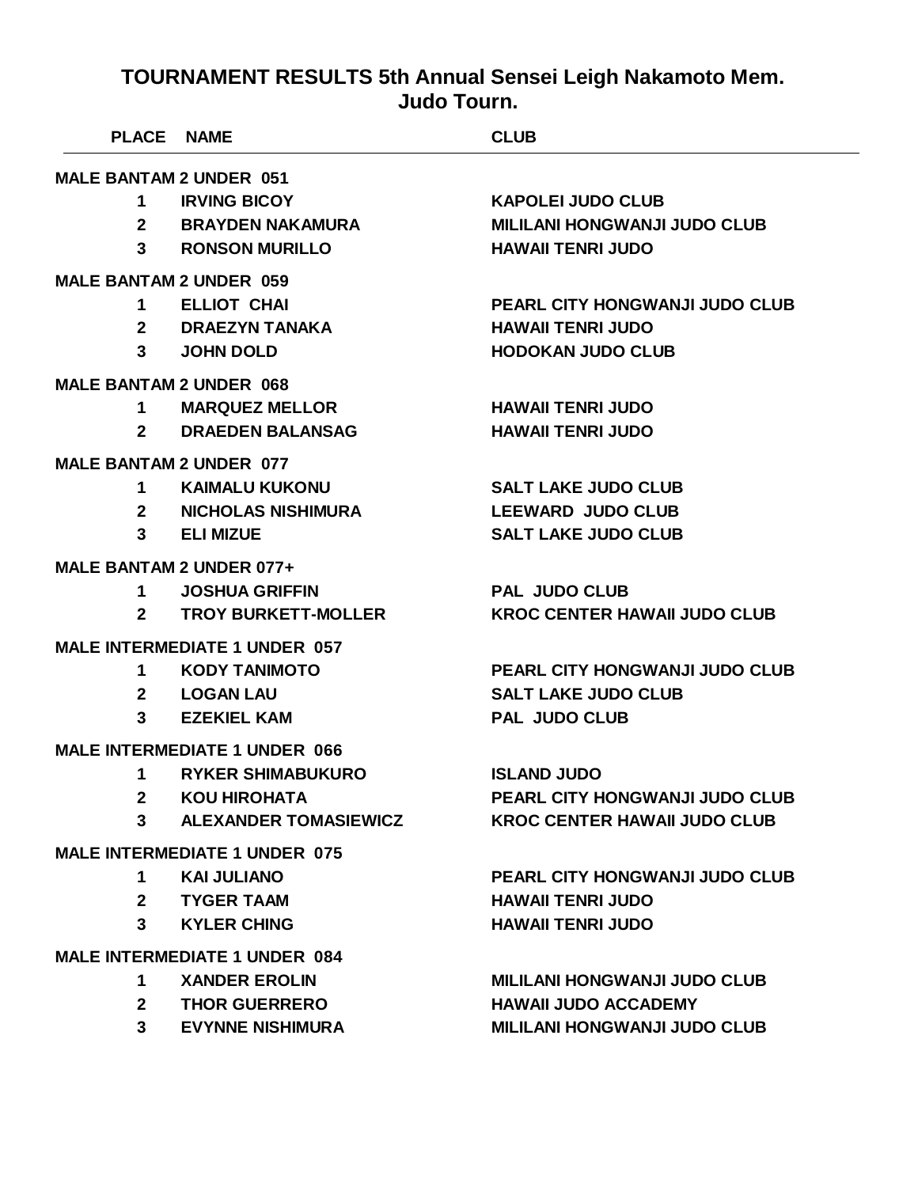# TOURNAMENT RESULTS 5th Annual Sensei Leigh Nakamoto Mem. Judo Tourn.

| PLACE | NAME | CLUB |
|---|---|---|
| **MALE BANTAM 2 UNDER 051** | | |
| 1 | IRVING BICOY | KAPOLEI JUDO CLUB |
| 2 | BRAYDEN NAKAMURA | MILILANI HONGWANJI JUDO CLUB |
| 3 | RONSON MURILLO | HAWAII TENRI JUDO |
| **MALE BANTAM 2 UNDER 059** | | |
| 1 | ELLIOT CHAI | PEARL CITY HONGWANJI JUDO CLUB |
| 2 | DRAEZYN TANAKA | HAWAII TENRI JUDO |
| 3 | JOHN DOLD | HODOKAN JUDO CLUB |
| **MALE BANTAM 2 UNDER 068** | | |
| 1 | MARQUEZ MELLOR | HAWAII TENRI JUDO |
| 2 | DRAEDEN BALANSAG | HAWAII TENRI JUDO |
| **MALE BANTAM 2 UNDER 077** | | |
| 1 | KAIMALU KUKONU | SALT LAKE JUDO CLUB |
| 2 | NICHOLAS NISHIMURA | LEEWARD JUDO CLUB |
| 3 | ELI MIZUE | SALT LAKE JUDO CLUB |
| **MALE BANTAM 2 UNDER 077+** | | |
| 1 | JOSHUA GRIFFIN | PAL JUDO CLUB |
| 2 | TROY BURKETT-MOLLER | KROC CENTER HAWAII JUDO CLUB |
| **MALE INTERMEDIATE 1 UNDER 057** | | |
| 1 | KODY TANIMOTO | PEARL CITY HONGWANJI JUDO CLUB |
| 2 | LOGAN LAU | SALT LAKE JUDO CLUB |
| 3 | EZEKIEL KAM | PAL JUDO CLUB |
| **MALE INTERMEDIATE 1 UNDER 066** | | |
| 1 | RYKER SHIMABUKURO | ISLAND JUDO |
| 2 | KOU HIROHATA | PEARL CITY HONGWANJI JUDO CLUB |
| 3 | ALEXANDER TOMASIEWICZ | KROC CENTER HAWAII JUDO CLUB |
| **MALE INTERMEDIATE 1 UNDER 075** | | |
| 1 | KAI JULIANO | PEARL CITY HONGWANJI JUDO CLUB |
| 2 | TYGER TAAM | HAWAII TENRI JUDO |
| 3 | KYLER CHING | HAWAII TENRI JUDO |
| **MALE INTERMEDIATE 1 UNDER 084** | | |
| 1 | XANDER EROLIN | MILILANI HONGWANJI JUDO CLUB |
| 2 | THOR GUERRERO | HAWAII JUDO ACCADEMY |
| 3 | EVYNNE NISHIMURA | MILILANI HONGWANJI JUDO CLUB |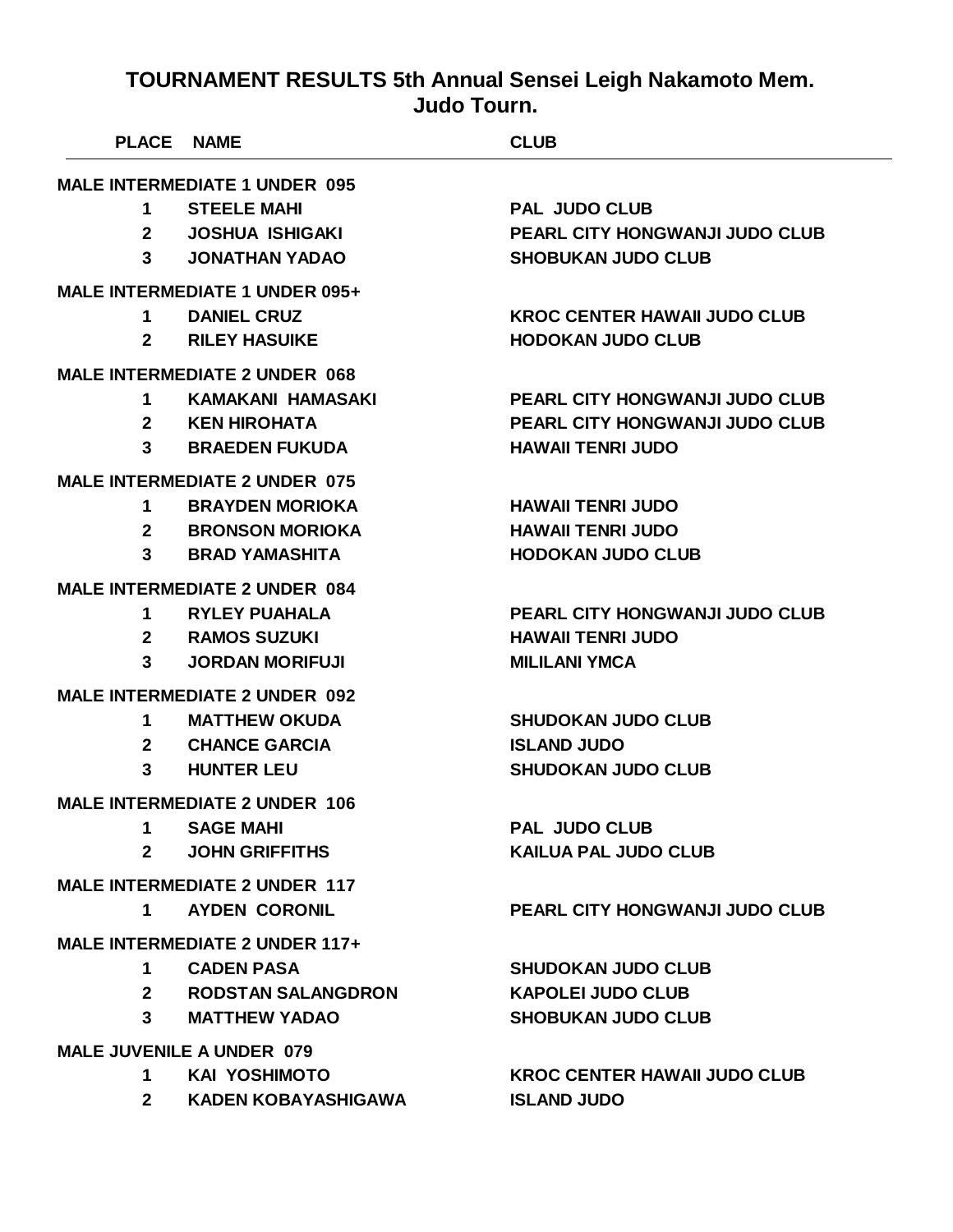# TOURNAMENT RESULTS 5th Annual Sensei Leigh Nakamoto Mem. Judo Tourn.

| PLACE | NAME | CLUB |
|---|---|---|
| **MALE INTERMEDIATE 1 UNDER 095** | | |
| 1 | STEELE MAHI | PAL JUDO CLUB |
| 2 | JOSHUA ISHIGAKI | PEARL CITY HONGWANJI JUDO CLUB |
| 3 | JONATHAN YADAO | SHOBUKAN JUDO CLUB |
| **MALE INTERMEDIATE 1 UNDER 095+** | | |
| 1 | DANIEL CRUZ | KROC CENTER HAWAII JUDO CLUB |
| 2 | RILEY HASUIKE | HODOKAN JUDO CLUB |
| **MALE INTERMEDIATE 2 UNDER 068** | | |
| 1 | KAMAKANI HAMASAKI | PEARL CITY HONGWANJI JUDO CLUB |
| 2 | KEN HIROHATA | PEARL CITY HONGWANJI JUDO CLUB |
| 3 | BRAEDEN FUKUDA | HAWAII TENRI JUDO |
| **MALE INTERMEDIATE 2 UNDER 075** | | |
| 1 | BRAYDEN MORIOKA | HAWAII TENRI JUDO |
| 2 | BRONSON MORIOKA | HAWAII TENRI JUDO |
| 3 | BRAD YAMASHITA | HODOKAN JUDO CLUB |
| **MALE INTERMEDIATE 2 UNDER 084** | | |
| 1 | RYLEY PUAHALA | PEARL CITY HONGWANJI JUDO CLUB |
| 2 | RAMOS SUZUKI | HAWAII TENRI JUDO |
| 3 | JORDAN MORIFUJI | MILILANI YMCA |
| **MALE INTERMEDIATE 2 UNDER 092** | | |
| 1 | MATTHEW OKUDA | SHUDOKAN JUDO CLUB |
| 2 | CHANCE GARCIA | ISLAND JUDO |
| 3 | HUNTER LEU | SHUDOKAN JUDO CLUB |
| **MALE INTERMEDIATE 2 UNDER 106** | | |
| 1 | SAGE MAHI | PAL JUDO CLUB |
| 2 | JOHN GRIFFITHS | KAILUA PAL JUDO CLUB |
| **MALE INTERMEDIATE 2 UNDER 117** | | |
| 1 | AYDEN CORONIL | PEARL CITY HONGWANJI JUDO CLUB |
| **MALE INTERMEDIATE 2 UNDER 117+** | | |
| 1 | CADEN PASA | SHUDOKAN JUDO CLUB |
| 2 | RODSTAN SALANGDRON | KAPOLEI JUDO CLUB |
| 3 | MATTHEW YADAO | SHOBUKAN JUDO CLUB |
| **MALE JUVENILE A UNDER 079** | | |
| 1 | KAI YOSHIMOTO | KROC CENTER HAWAII JUDO CLUB |
| 2 | KADEN KOBAYASHIGAWA | ISLAND JUDO |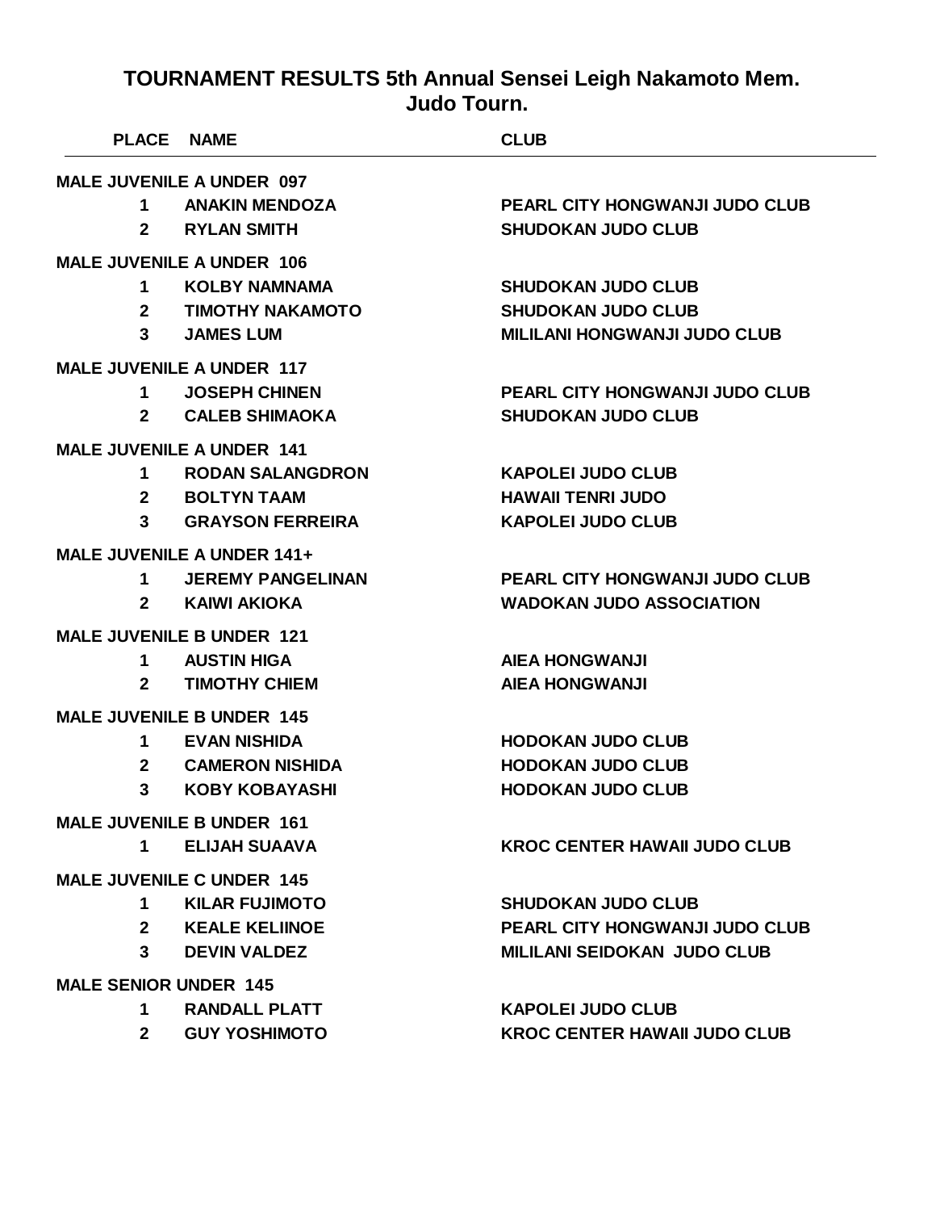# TOURNAMENT RESULTS 5th Annual Sensei Leigh Nakamoto Mem. Judo Tourn.

| PLACE | NAME | CLUB |
|---|---|---|
| **MALE JUVENILE A UNDER 097** | | |
| 1 | ANAKIN MENDOZA | PEARL CITY HONGWANJI JUDO CLUB |
| 2 | RYLAN SMITH | SHUDOKAN JUDO CLUB |
| **MALE JUVENILE A UNDER 106** | | |
| 1 | KOLBY NAMNAMA | SHUDOKAN JUDO CLUB |
| 2 | TIMOTHY NAKAMOTO | SHUDOKAN JUDO CLUB |
| 3 | JAMES LUM | MILILANI HONGWANJI JUDO CLUB |
| **MALE JUVENILE A UNDER 117** | | |
| 1 | JOSEPH CHINEN | PEARL CITY HONGWANJI JUDO CLUB |
| 2 | CALEB SHIMAOKA | SHUDOKAN JUDO CLUB |
| **MALE JUVENILE A UNDER 141** | | |
| 1 | RODAN SALANGDRON | KAPOLEI JUDO CLUB |
| 2 | BOLTYN TAAM | HAWAII TENRI JUDO |
| 3 | GRAYSON FERREIRA | KAPOLEI JUDO CLUB |
| **MALE JUVENILE A UNDER 141+** | | |
| 1 | JEREMY PANGELINAN | PEARL CITY HONGWANJI JUDO CLUB |
| 2 | KAIWI AKIOKA | WADOKAN JUDO ASSOCIATION |
| **MALE JUVENILE B UNDER 121** | | |
| 1 | AUSTIN HIGA | AIEA HONGWANJI |
| 2 | TIMOTHY CHIEM | AIEA HONGWANJI |
| **MALE JUVENILE B UNDER 145** | | |
| 1 | EVAN NISHIDA | HODOKAN JUDO CLUB |
| 2 | CAMERON NISHIDA | HODOKAN JUDO CLUB |
| 3 | KOBY KOBAYASHI | HODOKAN JUDO CLUB |
| **MALE JUVENILE B UNDER 161** | | |
| 1 | ELIJAH SUAAVA | KROC CENTER HAWAII JUDO CLUB |
| **MALE JUVENILE C UNDER 145** | | |
| 1 | KILAR FUJIMOTO | SHUDOKAN JUDO CLUB |
| 2 | KEALE KELIINOE | PEARL CITY HONGWANJI JUDO CLUB |
| 3 | DEVIN VALDEZ | MILILANI SEIDOKAN JUDO CLUB |
| **MALE SENIOR UNDER 145** | | |
| 1 | RANDALL PLATT | KAPOLEI JUDO CLUB |
| 2 | GUY YOSHIMOTO | KROC CENTER HAWAII JUDO CLUB |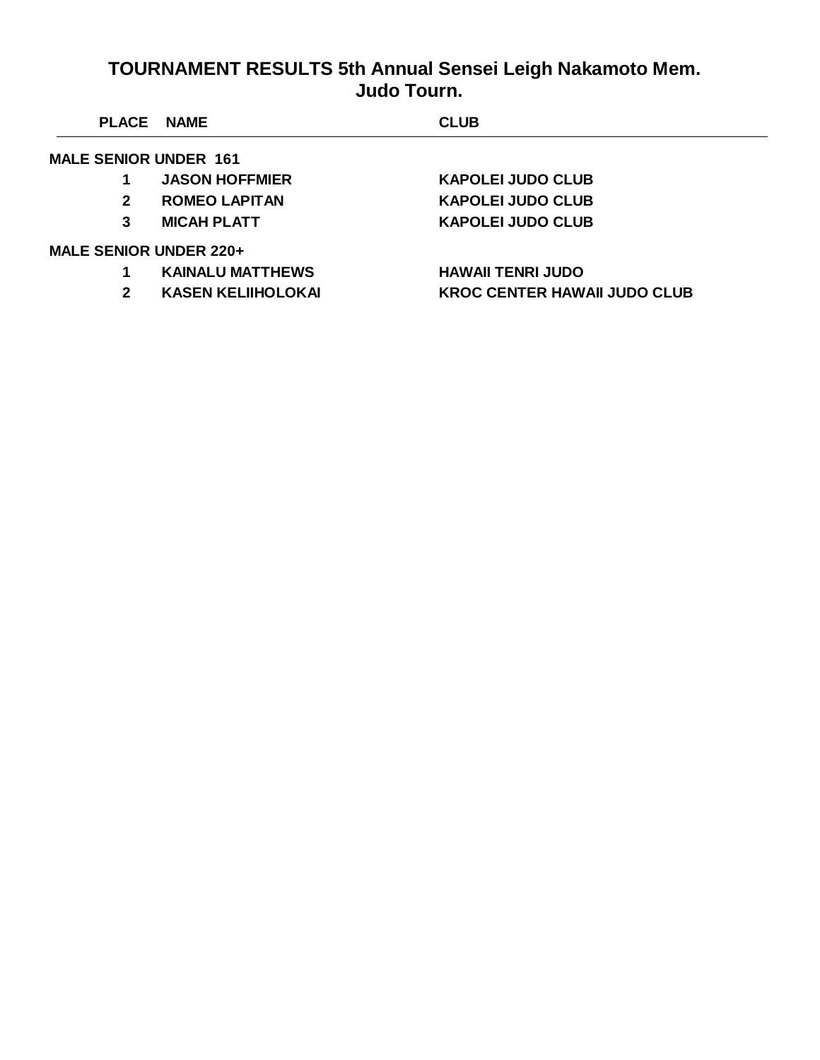# TOURNAMENT RESULTS 5th Annual Sensei Leigh Nakamoto Mem. Judo Tourn.

| PLACE | NAME | CLUB |
| --- | --- | --- |
| **MALE SENIOR UNDER 161** | | |
| 1 | JASON HOFFMIER | KAPOLEI JUDO CLUB |
| 2 | ROMEO LAPITAN | KAPOLEI JUDO CLUB |
| 3 | MICAH PLATT | KAPOLEI JUDO CLUB |
| **MALE SENIOR UNDER 220+** | | |
| 1 | KAINALU MATTHEWS | HAWAII TENRI JUDO |
| 2 | KASEN KELIIHOLOKAI | KROC CENTER HAWAII JUDO CLUB |